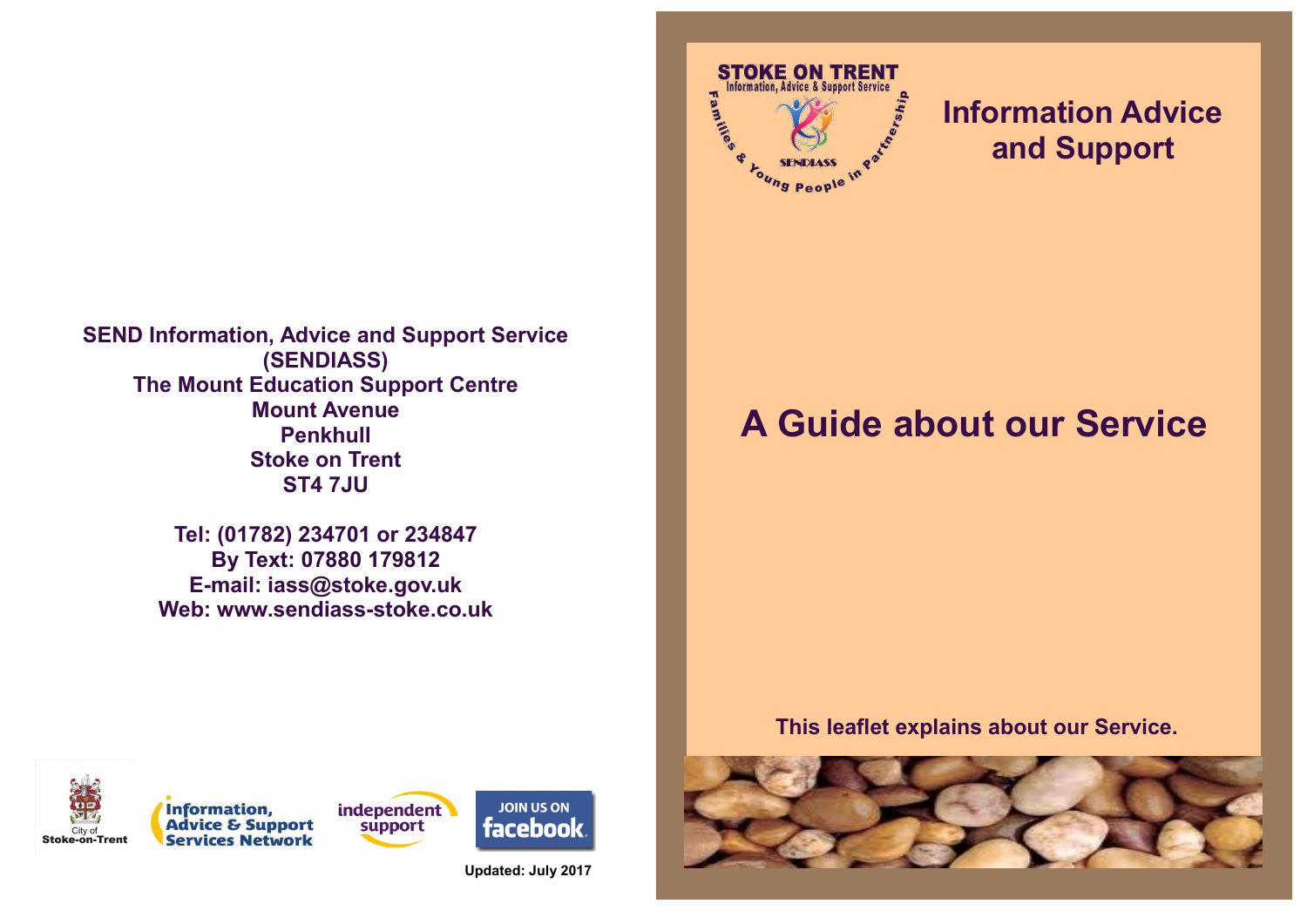**SEND Information, Advice and Support Service (SENDIASS)**
**The Mount Education Support Centre**
**Mount Avenue**
**Penkhull**
**Stoke on Trent**
**ST4 7JU**

**Tel: (01782) 234701 or 234847**
**By Text: 07880 179812**
**E-mail: iass@stoke.gov.uk**
**Web: www.sendiass-stoke.co.uk**

City of Stoke-on-Trent

Information, Advice & Support Services Network

independent support

JOIN US ON facebook

**Updated: July 2017**

STOKE ON TRENT
Information, Advice & Support Service
Families & Young People in Partnership
SENDIASS

## Information Advice and Support

# A Guide about our Service

**This leaflet explains about our Service.**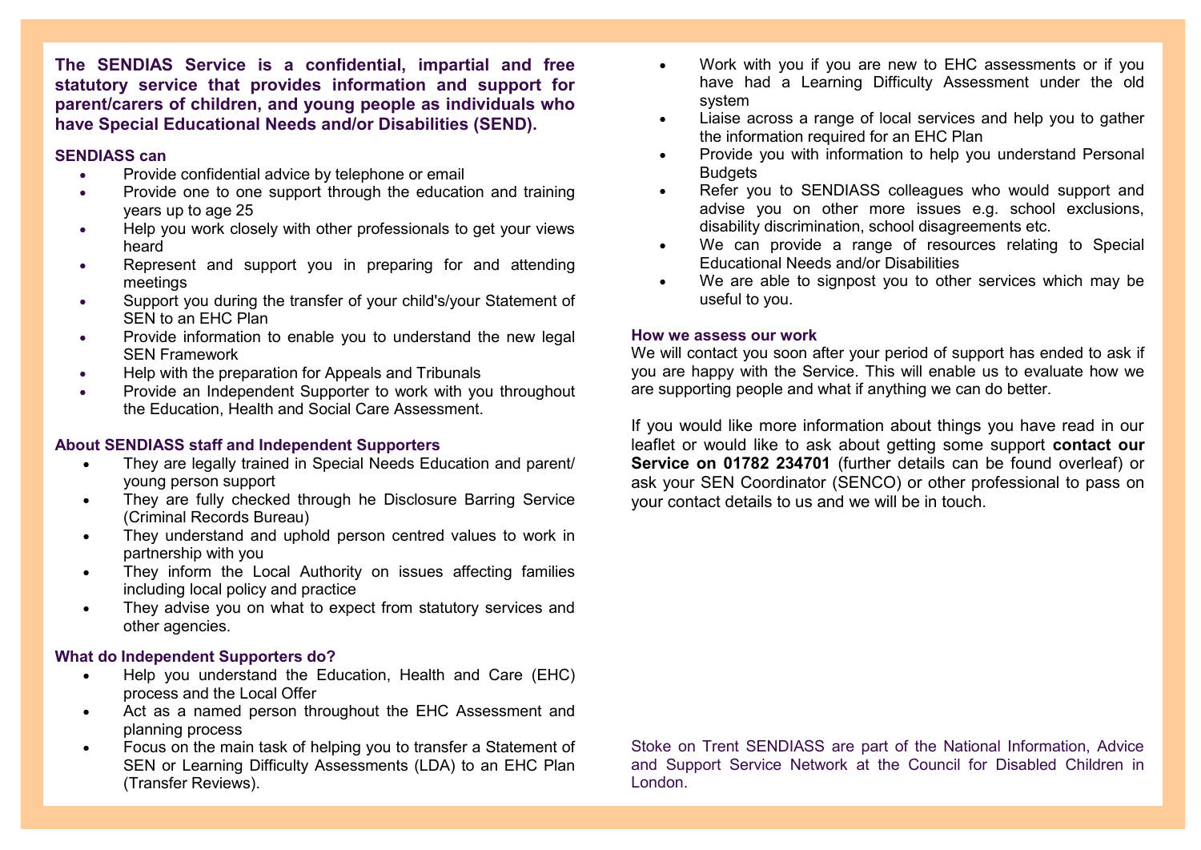**The SENDIAS Service is a confidential, impartial and free statutory service that provides information and support for parent/carers of children, and young people as individuals who have Special Educational Needs and/or Disabilities (SEND).**

### SENDIASS can

- Provide confidential advice by telephone or email
- Provide one to one support through the education and training years up to age 25
- Help you work closely with other professionals to get your views heard
- Represent and support you in preparing for and attending meetings
- Support you during the transfer of your child's/your Statement of SEN to an EHC Plan
- Provide information to enable you to understand the new legal SEN Framework
- Help with the preparation for Appeals and Tribunals
- Provide an Independent Supporter to work with you throughout the Education, Health and Social Care Assessment.

### About SENDIASS staff and Independent Supporters

- They are legally trained in Special Needs Education and parent/ young person support
- They are fully checked through he Disclosure Barring Service (Criminal Records Bureau)
- They understand and uphold person centred values to work in partnership with you
- They inform the Local Authority on issues affecting families including local policy and practice
- They advise you on what to expect from statutory services and other agencies.

### What do Independent Supporters do?

- Help you understand the Education, Health and Care (EHC) process and the Local Offer
- Act as a named person throughout the EHC Assessment and planning process
- Focus on the main task of helping you to transfer a Statement of SEN or Learning Difficulty Assessments (LDA) to an EHC Plan (Transfer Reviews).
- Work with you if you are new to EHC assessments or if you have had a Learning Difficulty Assessment under the old system
- Liaise across a range of local services and help you to gather the information required for an EHC Plan
- Provide you with information to help you understand Personal Budgets
- Refer you to SENDIASS colleagues who would support and advise you on other more issues e.g. school exclusions, disability discrimination, school disagreements etc.
- We can provide a range of resources relating to Special Educational Needs and/or Disabilities
- We are able to signpost you to other services which may be useful to you.

### How we assess our work

We will contact you soon after your period of support has ended to ask if you are happy with the Service. This will enable us to evaluate how we are supporting people and what if anything we can do better.

If you would like more information about things you have read in our leaflet or would like to ask about getting some support **contact our Service on 01782 234701** (further details can be found overleaf) or ask your SEN Coordinator (SENCO) or other professional to pass on your contact details to us and we will be in touch.

Stoke on Trent SENDIASS are part of the National Information, Advice and Support Service Network at the Council for Disabled Children in London.